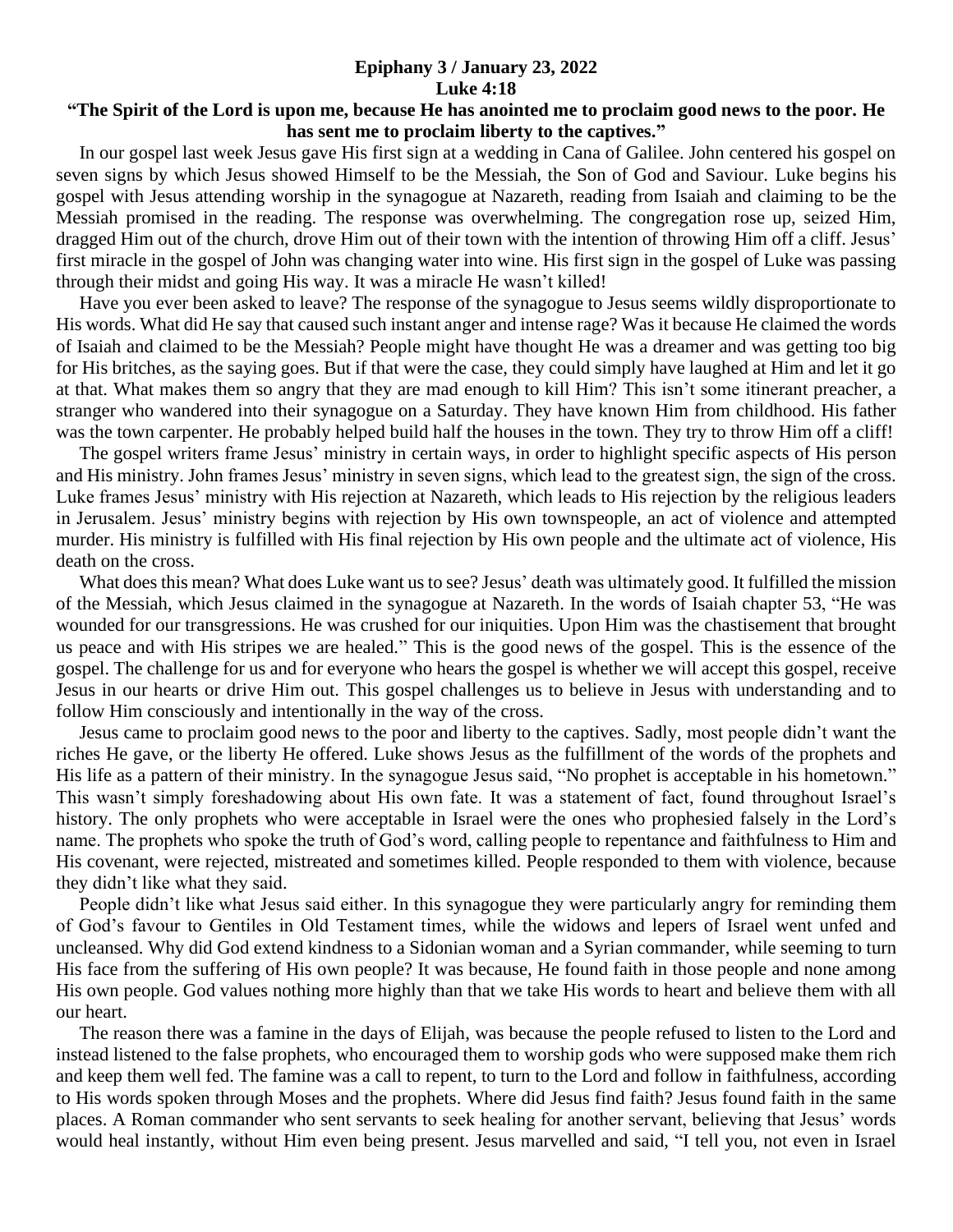**Epiphany 3 / January 23, 2022**
**Luke 4:18**

**"The Spirit of the Lord is upon me, because He has anointed me to proclaim good news to the poor. He has sent me to proclaim liberty to the captives."**

In our gospel last week Jesus gave His first sign at a wedding in Cana of Galilee. John centered his gospel on seven signs by which Jesus showed Himself to be the Messiah, the Son of God and Saviour. Luke begins his gospel with Jesus attending worship in the synagogue at Nazareth, reading from Isaiah and claiming to be the Messiah promised in the reading. The response was overwhelming. The congregation rose up, seized Him, dragged Him out of the church, drove Him out of their town with the intention of throwing Him off a cliff. Jesus' first miracle in the gospel of John was changing water into wine. His first sign in the gospel of Luke was passing through their midst and going His way. It was a miracle He wasn't killed!

Have you ever been asked to leave? The response of the synagogue to Jesus seems wildly disproportionate to His words. What did He say that caused such instant anger and intense rage? Was it because He claimed the words of Isaiah and claimed to be the Messiah? People might have thought He was a dreamer and was getting too big for His britches, as the saying goes. But if that were the case, they could simply have laughed at Him and let it go at that. What makes them so angry that they are mad enough to kill Him? This isn't some itinerant preacher, a stranger who wandered into their synagogue on a Saturday. They have known Him from childhood. His father was the town carpenter. He probably helped build half the houses in the town. They try to throw Him off a cliff!

The gospel writers frame Jesus' ministry in certain ways, in order to highlight specific aspects of His person and His ministry. John frames Jesus' ministry in seven signs, which lead to the greatest sign, the sign of the cross. Luke frames Jesus' ministry with His rejection at Nazareth, which leads to His rejection by the religious leaders in Jerusalem. Jesus' ministry begins with rejection by His own townspeople, an act of violence and attempted murder. His ministry is fulfilled with His final rejection by His own people and the ultimate act of violence, His death on the cross.

What does this mean? What does Luke want us to see? Jesus' death was ultimately good. It fulfilled the mission of the Messiah, which Jesus claimed in the synagogue at Nazareth. In the words of Isaiah chapter 53, "He was wounded for our transgressions. He was crushed for our iniquities. Upon Him was the chastisement that brought us peace and with His stripes we are healed." This is the good news of the gospel. This is the essence of the gospel. The challenge for us and for everyone who hears the gospel is whether we will accept this gospel, receive Jesus in our hearts or drive Him out. This gospel challenges us to believe in Jesus with understanding and to follow Him consciously and intentionally in the way of the cross.

Jesus came to proclaim good news to the poor and liberty to the captives. Sadly, most people didn't want the riches He gave, or the liberty He offered. Luke shows Jesus as the fulfillment of the words of the prophets and His life as a pattern of their ministry. In the synagogue Jesus said, "No prophet is acceptable in his hometown." This wasn't simply foreshadowing about His own fate. It was a statement of fact, found throughout Israel's history. The only prophets who were acceptable in Israel were the ones who prophesied falsely in the Lord's name. The prophets who spoke the truth of God's word, calling people to repentance and faithfulness to Him and His covenant, were rejected, mistreated and sometimes killed. People responded to them with violence, because they didn't like what they said.

People didn't like what Jesus said either. In this synagogue they were particularly angry for reminding them of God's favour to Gentiles in Old Testament times, while the widows and lepers of Israel went unfed and uncleansed. Why did God extend kindness to a Sidonian woman and a Syrian commander, while seeming to turn His face from the suffering of His own people? It was because, He found faith in those people and none among His own people. God values nothing more highly than that we take His words to heart and believe them with all our heart.

The reason there was a famine in the days of Elijah, was because the people refused to listen to the Lord and instead listened to the false prophets, who encouraged them to worship gods who were supposed make them rich and keep them well fed. The famine was a call to repent, to turn to the Lord and follow in faithfulness, according to His words spoken through Moses and the prophets. Where did Jesus find faith? Jesus found faith in the same places. A Roman commander who sent servants to seek healing for another servant, believing that Jesus' words would heal instantly, without Him even being present. Jesus marvelled and said, "I tell you, not even in Israel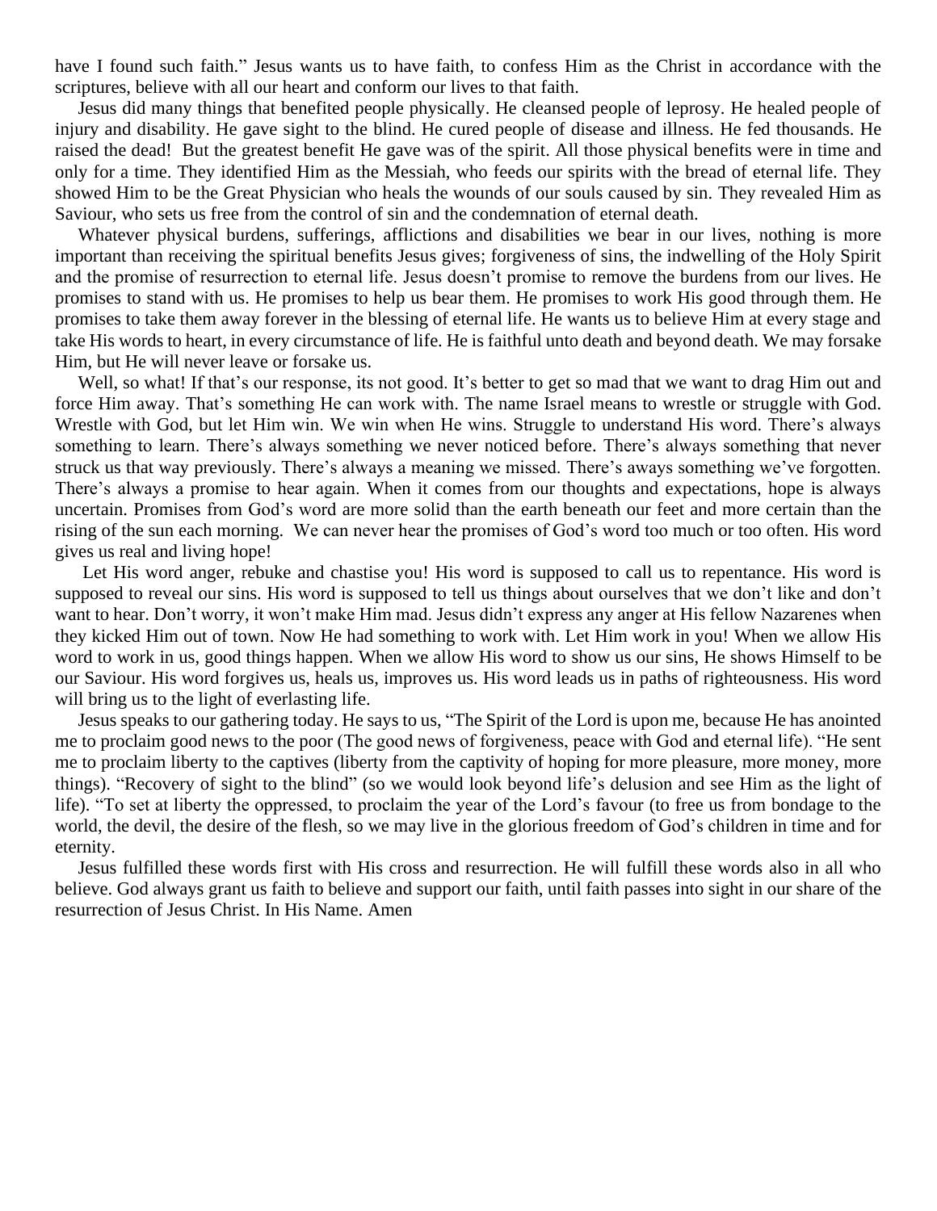have I found such faith." Jesus wants us to have faith, to confess Him as the Christ in accordance with the scriptures, believe with all our heart and conform our lives to that faith.

Jesus did many things that benefited people physically. He cleansed people of leprosy. He healed people of injury and disability. He gave sight to the blind. He cured people of disease and illness. He fed thousands. He raised the dead! But the greatest benefit He gave was of the spirit. All those physical benefits were in time and only for a time. They identified Him as the Messiah, who feeds our spirits with the bread of eternal life. They showed Him to be the Great Physician who heals the wounds of our souls caused by sin. They revealed Him as Saviour, who sets us free from the control of sin and the condemnation of eternal death.

Whatever physical burdens, sufferings, afflictions and disabilities we bear in our lives, nothing is more important than receiving the spiritual benefits Jesus gives; forgiveness of sins, the indwelling of the Holy Spirit and the promise of resurrection to eternal life. Jesus doesn't promise to remove the burdens from our lives. He promises to stand with us. He promises to help us bear them. He promises to work His good through them. He promises to take them away forever in the blessing of eternal life. He wants us to believe Him at every stage and take His words to heart, in every circumstance of life. He is faithful unto death and beyond death. We may forsake Him, but He will never leave or forsake us.

Well, so what! If that's our response, its not good. It's better to get so mad that we want to drag Him out and force Him away. That's something He can work with. The name Israel means to wrestle or struggle with God. Wrestle with God, but let Him win. We win when He wins. Struggle to understand His word. There's always something to learn. There's always something we never noticed before. There's always something that never struck us that way previously. There's always a meaning we missed. There's aways something we've forgotten. There's always a promise to hear again. When it comes from our thoughts and expectations, hope is always uncertain. Promises from God's word are more solid than the earth beneath our feet and more certain than the rising of the sun each morning. We can never hear the promises of God's word too much or too often. His word gives us real and living hope!

Let His word anger, rebuke and chastise you! His word is supposed to call us to repentance. His word is supposed to reveal our sins. His word is supposed to tell us things about ourselves that we don't like and don't want to hear. Don't worry, it won't make Him mad. Jesus didn't express any anger at His fellow Nazarenes when they kicked Him out of town. Now He had something to work with. Let Him work in you! When we allow His word to work in us, good things happen. When we allow His word to show us our sins, He shows Himself to be our Saviour. His word forgives us, heals us, improves us. His word leads us in paths of righteousness. His word will bring us to the light of everlasting life.

Jesus speaks to our gathering today. He says to us, "The Spirit of the Lord is upon me, because He has anointed me to proclaim good news to the poor (The good news of forgiveness, peace with God and eternal life). "He sent me to proclaim liberty to the captives (liberty from the captivity of hoping for more pleasure, more money, more things). "Recovery of sight to the blind" (so we would look beyond life's delusion and see Him as the light of life). "To set at liberty the oppressed, to proclaim the year of the Lord's favour (to free us from bondage to the world, the devil, the desire of the flesh, so we may live in the glorious freedom of God's children in time and for eternity.

Jesus fulfilled these words first with His cross and resurrection. He will fulfill these words also in all who believe. God always grant us faith to believe and support our faith, until faith passes into sight in our share of the resurrection of Jesus Christ. In His Name. Amen